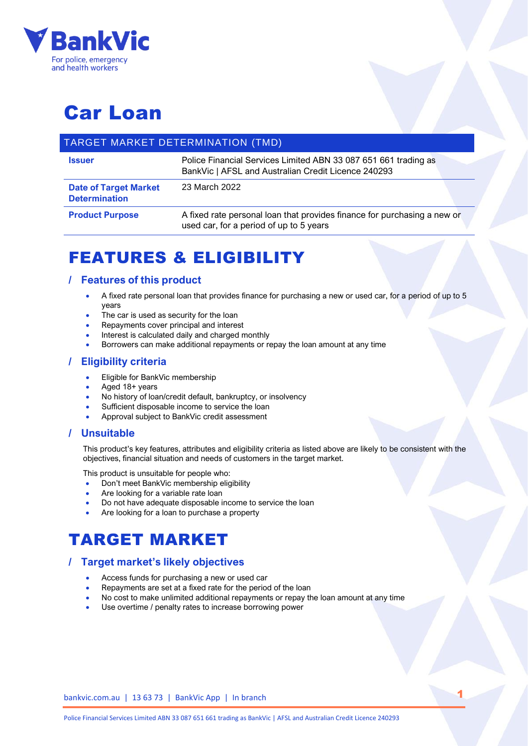BankVic
For police, emergency and health workers

# Car Loan

| TARGET MARKET DETERMINATION (TMD) | |
|---|---|
| **Issuer** | Police Financial Services Limited ABN 33 087 651 661 trading as BankVic \| AFSL and Australian Credit Licence 240293 |
| **Date of Target Market Determination** | 23 March 2022 |
| **Product Purpose** | A fixed rate personal loan that provides finance for purchasing a new or used car, for a period of up to 5 years |

## FEATURES & ELIGIBILITY

### / Features of this product

- A fixed rate personal loan that provides finance for purchasing a new or used car, for a period of up to 5 years
- The car is used as security for the loan
- Repayments cover principal and interest
- Interest is calculated daily and charged monthly
- Borrowers can make additional repayments or repay the loan amount at any time

### / Eligibility criteria

- Eligible for BankVic membership
- Aged 18+ years
- No history of loan/credit default, bankruptcy, or insolvency
- Sufficient disposable income to service the loan
- Approval subject to BankVic credit assessment

### / Unsuitable

This product's key features, attributes and eligibility criteria as listed above are likely to be consistent with the objectives, financial situation and needs of customers in the target market.

This product is unsuitable for people who:

- Don't meet BankVic membership eligibility
- Are looking for a variable rate loan
- Do not have adequate disposable income to service the loan
- Are looking for a loan to purchase a property

## TARGET MARKET

### / Target market's likely objectives

- Access funds for purchasing a new or used car
- Repayments are set at a fixed rate for the period of the loan
- No cost to make unlimited additional repayments or repay the loan amount at any time
- Use overtime / penalty rates to increase borrowing power

bankvic.com.au | 13 63 73 | BankVic App | In branch

Police Financial Services Limited ABN 33 087 651 661 trading as BankVic | AFSL and Australian Credit Licence 240293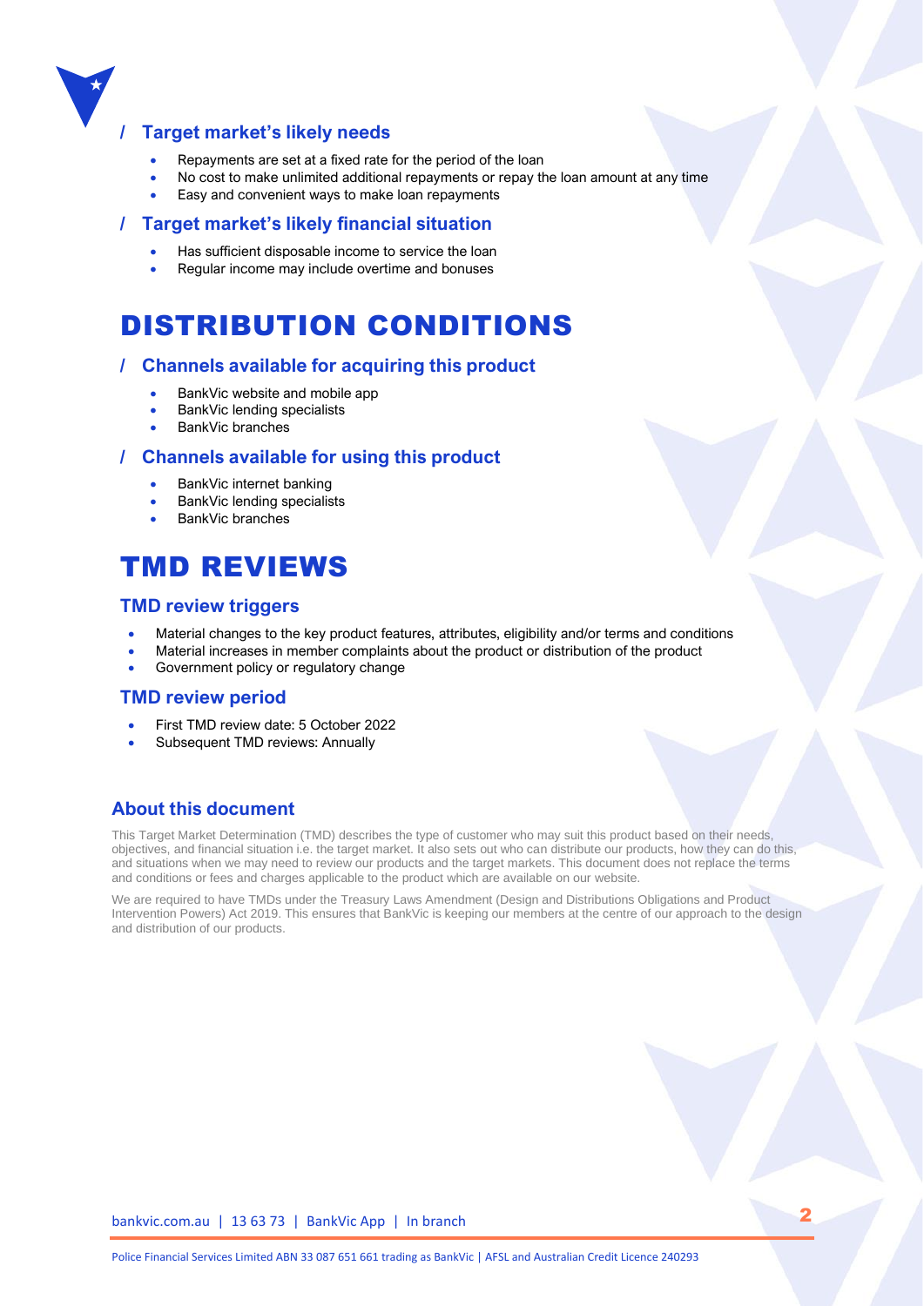### / Target market's likely needs

- Repayments are set at a fixed rate for the period of the loan
- No cost to make unlimited additional repayments or repay the loan amount at any time
- Easy and convenient ways to make loan repayments

### / Target market's likely financial situation

- Has sufficient disposable income to service the loan
- Regular income may include overtime and bonuses

## DISTRIBUTION CONDITIONS

### / Channels available for acquiring this product

- BankVic website and mobile app
- BankVic lending specialists
- BankVic branches

### / Channels available for using this product

- BankVic internet banking
- BankVic lending specialists
- BankVic branches

## TMD REVIEWS

### TMD review triggers

- Material changes to the key product features, attributes, eligibility and/or terms and conditions
- Material increases in member complaints about the product or distribution of the product
- Government policy or regulatory change

### TMD review period

- First TMD review date: 5 October 2022
- Subsequent TMD reviews: Annually

### About this document

This Target Market Determination (TMD) describes the type of customer who may suit this product based on their needs, objectives, and financial situation i.e. the target market. It also sets out who can distribute our products, how they can do this, and situations when we may need to review our products and the target markets. This document does not replace the terms and conditions or fees and charges applicable to the product which are available on our website.

We are required to have TMDs under the Treasury Laws Amendment (Design and Distributions Obligations and Product Intervention Powers) Act 2019. This ensures that BankVic is keeping our members at the centre of our approach to the design and distribution of our products.

bankvic.com.au | 13 63 73 | BankVic App | In branch

Police Financial Services Limited ABN 33 087 651 661 trading as BankVic | AFSL and Australian Credit Licence 240293